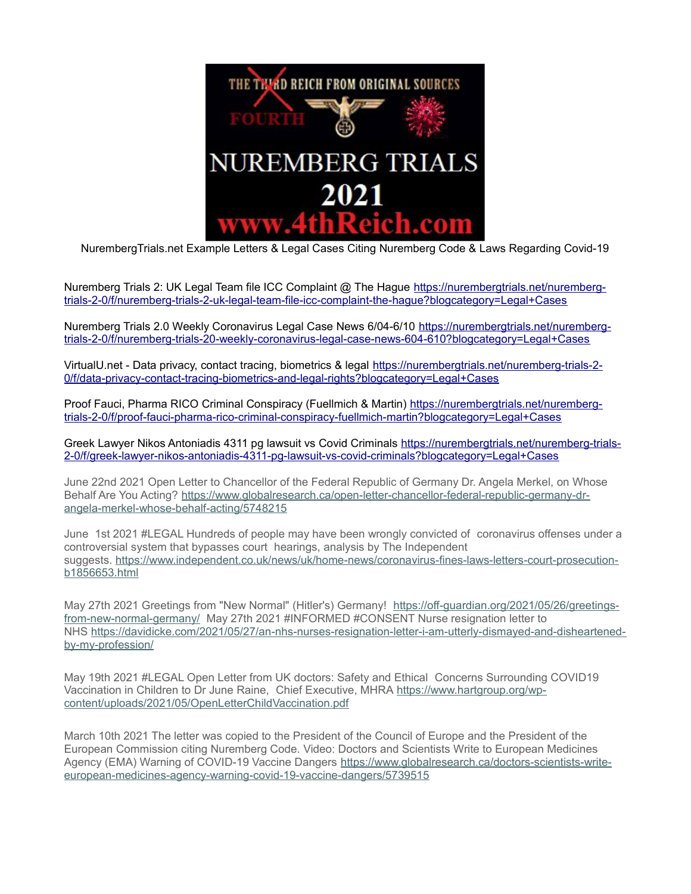THE THIRD REICH FROM ORIGINAL SOURCES

FOURTH

NUREMBERG TRIALS 2021

www.4thReich.com

NurembergTrials.net Example Letters & Legal Cases Citing Nuremberg Code & Laws Regarding Covid-19

Nuremberg Trials 2: UK Legal Team file ICC Complaint @ The Hague https://nurembergtrials.net/nuremberg-trials-2-0/f/nuremberg-trials-2-uk-legal-team-file-icc-complaint-the-hague?blogcategory=Legal+Cases

Nuremberg Trials 2.0 Weekly Coronavirus Legal Case News 6/04-6/10 https://nurembergtrials.net/nuremberg-trials-2-0/f/nuremberg-trials-20-weekly-coronavirus-legal-case-news-604-610?blogcategory=Legal+Cases

VirtualU.net - Data privacy, contact tracing, biometrics & legal https://nurembergtrials.net/nuremberg-trials-2-0/f/data-privacy-contact-tracing-biometrics-and-legal-rights?blogcategory=Legal+Cases

Proof Fauci, Pharma RICO Criminal Conspiracy (Fuellmich & Martin) https://nurembergtrials.net/nuremberg-trials-2-0/f/proof-fauci-pharma-rico-criminal-conspiracy-fuellmich-martin?blogcategory=Legal+Cases

Greek Lawyer Nikos Antoniadis 4311 pg lawsuit vs Covid Criminals https://nurembergtrials.net/nuremberg-trials-2-0/f/greek-lawyer-nikos-antoniadis-4311-pg-lawsuit-vs-covid-criminals?blogcategory=Legal+Cases

June 22nd 2021 Open Letter to Chancellor of the Federal Republic of Germany Dr. Angela Merkel, on Whose Behalf Are You Acting? https://www.globalresearch.ca/open-letter-chancellor-federal-republic-germany-dr-angela-merkel-whose-behalf-acting/5748215

June 1st 2021 #LEGAL Hundreds of people may have been wrongly convicted of coronavirus offenses under a controversial system that bypasses court hearings, analysis by The Independent suggests. https://www.independent.co.uk/news/uk/home-news/coronavirus-fines-laws-letters-court-prosecution-b1856653.html

May 27th 2021 Greetings from "New Normal" (Hitler's) Germany! https://off-guardian.org/2021/05/26/greetings-from-new-normal-germany/ May 27th 2021 #INFORMED #CONSENT Nurse resignation letter to NHS https://davidicke.com/2021/05/27/an-nhs-nurses-resignation-letter-i-am-utterly-dismayed-and-disheartened-by-my-profession/

May 19th 2021 #LEGAL Open Letter from UK doctors: Safety and Ethical Concerns Surrounding COVID19 Vaccination in Children to Dr June Raine, Chief Executive, MHRA https://www.hartgroup.org/wp-content/uploads/2021/05/OpenLetterChildVaccination.pdf

March 10th 2021 The letter was copied to the President of the Council of Europe and the President of the European Commission citing Nuremberg Code. Video: Doctors and Scientists Write to European Medicines Agency (EMA) Warning of COVID-19 Vaccine Dangers https://www.globalresearch.ca/doctors-scientists-write-european-medicines-agency-warning-covid-19-vaccine-dangers/5739515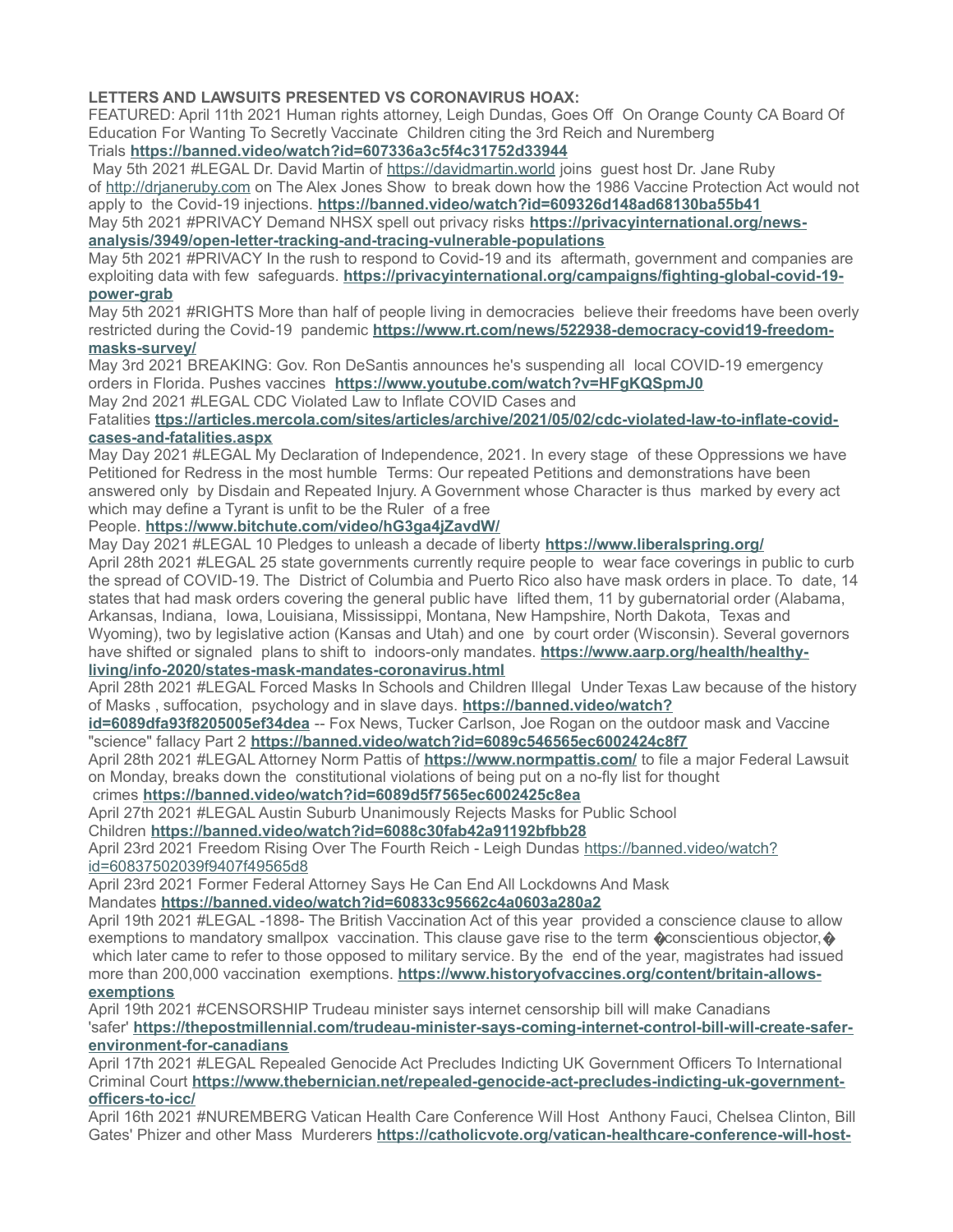**LETTERS AND LAWSUITS PRESENTED VS CORONAVIRUS HOAX:**

FEATURED: April 11th 2021 Human rights attorney, Leigh Dundas, Goes Off On Orange County CA Board Of Education For Wanting To Secretly Vaccinate Children citing the 3rd Reich and Nuremberg Trials **https://banned.video/watch?id=607336a3c5f4c31752d33944**

May 5th 2021 #LEGAL Dr. David Martin of https://davidmartin.world joins guest host Dr. Jane Ruby of http://drjaneruby.com on The Alex Jones Show to break down how the 1986 Vaccine Protection Act would not apply to the Covid-19 injections. **https://banned.video/watch?id=609326d148ad68130ba55b41**

May 5th 2021 #PRIVACY Demand NHSX spell out privacy risks **https://privacyinternational.org/news-analysis/3949/open-letter-tracking-and-tracing-vulnerable-populations**

May 5th 2021 #PRIVACY In the rush to respond to Covid-19 and its aftermath, government and companies are exploiting data with few safeguards. **https://privacyinternational.org/campaigns/fighting-global-covid-19-power-grab**

May 5th 2021 #RIGHTS More than half of people living in democracies believe their freedoms have been overly restricted during the Covid-19 pandemic **https://www.rt.com/news/522938-democracy-covid19-freedom-masks-survey/**

May 3rd 2021 BREAKING: Gov. Ron DeSantis announces he's suspending all local COVID-19 emergency orders in Florida. Pushes vaccines **https://www.youtube.com/watch?v=HFgKQSpmJ0**

May 2nd 2021 #LEGAL CDC Violated Law to Inflate COVID Cases and Fatalities **ttps://articles.mercola.com/sites/articles/archive/2021/05/02/cdc-violated-law-to-inflate-covid-cases-and-fatalities.aspx**

May Day 2021 #LEGAL My Declaration of Independence, 2021. In every stage of these Oppressions we have Petitioned for Redress in the most humble Terms: Our repeated Petitions and demonstrations have been answered only by Disdain and Repeated Injury. A Government whose Character is thus marked by every act which may define a Tyrant is unfit to be the Ruler of a free People. **https://www.bitchute.com/video/hG3ga4jZavdW/**

May Day 2021 #LEGAL 10 Pledges to unleash a decade of liberty **https://www.liberalspring.org/**

April 28th 2021 #LEGAL 25 state governments currently require people to wear face coverings in public to curb the spread of COVID-19. The District of Columbia and Puerto Rico also have mask orders in place. To date, 14 states that had mask orders covering the general public have lifted them, 11 by gubernatorial order (Alabama, Arkansas, Indiana, Iowa, Louisiana, Mississippi, Montana, New Hampshire, North Dakota, Texas and Wyoming), two by legislative action (Kansas and Utah) and one by court order (Wisconsin). Several governors have shifted or signaled plans to shift to indoors-only mandates. **https://www.aarp.org/health/healthy-living/info-2020/states-mask-mandates-coronavirus.html**

April 28th 2021 #LEGAL Forced Masks In Schools and Children Illegal Under Texas Law because of the history of Masks , suffocation, psychology and in slave days. **https://banned.video/watch?id=6089dfa93f8205005ef34dea** -- Fox News, Tucker Carlson, Joe Rogan on the outdoor mask and Vaccine "science" fallacy Part 2 **https://banned.video/watch?id=6089c546565ec6002424c8f7**

April 28th 2021 #LEGAL Attorney Norm Pattis of **https://www.normpattis.com/** to file a major Federal Lawsuit on Monday, breaks down the constitutional violations of being put on a no-fly list for thought crimes **https://banned.video/watch?id=6089d5f7565ec6002425c8ea**

April 27th 2021 #LEGAL Austin Suburb Unanimously Rejects Masks for Public School Children **https://banned.video/watch?id=6088c30fab42a91192bfbb28**

April 23rd 2021 Freedom Rising Over The Fourth Reich - Leigh Dundas https://banned.video/watch?id=60837502039f9407f49565d8

April 23rd 2021 Former Federal Attorney Says He Can End All Lockdowns And Mask Mandates **https://banned.video/watch?id=60833c95662c4a0603a280a2**

April 19th 2021 #LEGAL -1898- The British Vaccination Act of this year provided a conscience clause to allow exemptions to mandatory smallpox vaccination. This clause gave rise to the term �conscientious objector,� which later came to refer to those opposed to military service. By the end of the year, magistrates had issued more than 200,000 vaccination exemptions. **https://www.historyofvaccines.org/content/britain-allows-exemptions**

April 19th 2021 #CENSORSHIP Trudeau minister says internet censorship bill will make Canadians 'safer' **https://thepostmillennial.com/trudeau-minister-says-coming-internet-control-bill-will-create-safer-environment-for-canadians**

April 17th 2021 #LEGAL Repealed Genocide Act Precludes Indicting UK Government Officers To International Criminal Court **https://www.thebernician.net/repealed-genocide-act-precludes-indicting-uk-government-officers-to-icc/**

April 16th 2021 #NUREMBERG Vatican Health Care Conference Will Host Anthony Fauci, Chelsea Clinton, Bill Gates' Phizer and other Mass Murderers **https://catholicvote.org/vatican-healthcare-conference-will-host-**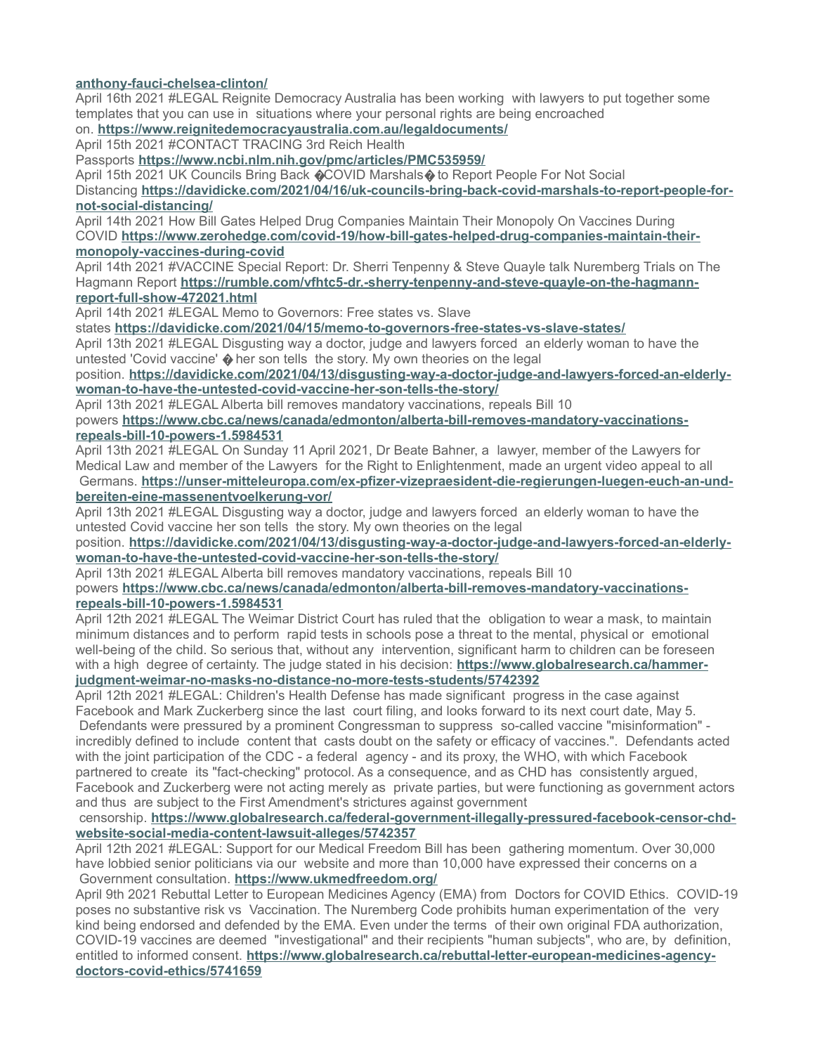**anthony-fauci-chelsea-clinton/**

April 16th 2021 #LEGAL Reignite Democracy Australia has been working with lawyers to put together some templates that you can use in situations where your personal rights are being encroached on. **https://www.reignitedemocracyaustralia.com.au/legaldocuments/**

April 15th 2021 #CONTACT TRACING 3rd Reich Health Passports **https://www.ncbi.nlm.nih.gov/pmc/articles/PMC535959/**

April 15th 2021 UK Councils Bring Back �COVID Marshals� to Report People For Not Social Distancing **https://davidicke.com/2021/04/16/uk-councils-bring-back-covid-marshals-to-report-people-for-not-social-distancing/**

April 14th 2021 How Bill Gates Helped Drug Companies Maintain Their Monopoly On Vaccines During COVID **https://www.zerohedge.com/covid-19/how-bill-gates-helped-drug-companies-maintain-their-monopoly-vaccines-during-covid**

April 14th 2021 #VACCINE Special Report: Dr. Sherri Tenpenny & Steve Quayle talk Nuremberg Trials on The Hagmann Report **https://rumble.com/vfhtc5-dr.-sherry-tenpenny-and-steve-quayle-on-the-hagmann-report-full-show-472021.html**

April 14th 2021 #LEGAL Memo to Governors: Free states vs. Slave states **https://davidicke.com/2021/04/15/memo-to-governors-free-states-vs-slave-states/**

April 13th 2021 #LEGAL Disgusting way a doctor, judge and lawyers forced an elderly woman to have the untested 'Covid vaccine' � her son tells the story. My own theories on the legal position. **https://davidicke.com/2021/04/13/disgusting-way-a-doctor-judge-and-lawyers-forced-an-elderly-woman-to-have-the-untested-covid-vaccine-her-son-tells-the-story/**

April 13th 2021 #LEGAL Alberta bill removes mandatory vaccinations, repeals Bill 10 powers **https://www.cbc.ca/news/canada/edmonton/alberta-bill-removes-mandatory-vaccinations-repeals-bill-10-powers-1.5984531**

April 13th 2021 #LEGAL On Sunday 11 April 2021, Dr Beate Bahner, a lawyer, member of the Lawyers for Medical Law and member of the Lawyers for the Right to Enlightenment, made an urgent video appeal to all Germans. **https://unser-mitteleuropa.com/ex-pfizer-vizepraesident-die-regierungen-luegen-euch-an-und-bereiten-eine-massenentvoelkerung-vor/**

April 13th 2021 #LEGAL Disgusting way a doctor, judge and lawyers forced an elderly woman to have the untested Covid vaccine her son tells the story. My own theories on the legal position. **https://davidicke.com/2021/04/13/disgusting-way-a-doctor-judge-and-lawyers-forced-an-elderly-woman-to-have-the-untested-covid-vaccine-her-son-tells-the-story/**

April 13th 2021 #LEGAL Alberta bill removes mandatory vaccinations, repeals Bill 10 powers **https://www.cbc.ca/news/canada/edmonton/alberta-bill-removes-mandatory-vaccinations-repeals-bill-10-powers-1.5984531**

April 12th 2021 #LEGAL The Weimar District Court has ruled that the obligation to wear a mask, to maintain minimum distances and to perform rapid tests in schools pose a threat to the mental, physical or emotional well-being of the child. So serious that, without any intervention, significant harm to children can be foreseen with a high degree of certainty. The judge stated in his decision: **https://www.globalresearch.ca/hammer-judgment-weimar-no-masks-no-distance-no-more-tests-students/5742392**

April 12th 2021 #LEGAL: Children's Health Defense has made significant progress in the case against Facebook and Mark Zuckerberg since the last court filing, and looks forward to its next court date, May 5. Defendants were pressured by a prominent Congressman to suppress so-called vaccine "misinformation" - incredibly defined to include content that casts doubt on the safety or efficacy of vaccines.". Defendants acted with the joint participation of the CDC - a federal agency - and its proxy, the WHO, with which Facebook partnered to create its "fact-checking" protocol. As a consequence, and as CHD has consistently argued, Facebook and Zuckerberg were not acting merely as private parties, but were functioning as government actors and thus are subject to the First Amendment's strictures against government censorship. **https://www.globalresearch.ca/federal-government-illegally-pressured-facebook-censor-chd-website-social-media-content-lawsuit-alleges/5742357**

April 12th 2021 #LEGAL: Support for our Medical Freedom Bill has been gathering momentum. Over 30,000 have lobbied senior politicians via our website and more than 10,000 have expressed their concerns on a Government consultation. **https://www.ukmedfreedom.org/**

April 9th 2021 Rebuttal Letter to European Medicines Agency (EMA) from Doctors for COVID Ethics. COVID-19 poses no substantive risk vs Vaccination. The Nuremberg Code prohibits human experimentation of the very kind being endorsed and defended by the EMA. Even under the terms of their own original FDA authorization, COVID-19 vaccines are deemed "investigational" and their recipients "human subjects", who are, by definition, entitled to informed consent. **https://www.globalresearch.ca/rebuttal-letter-european-medicines-agency-doctors-covid-ethics/5741659**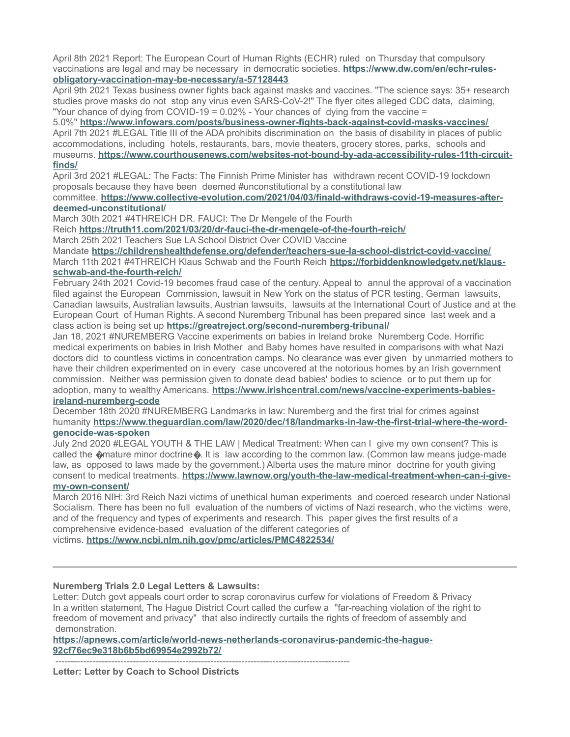April 8th 2021 Report: The European Court of Human Rights (ECHR) ruled on Thursday that compulsory vaccinations are legal and may be necessary in democratic societies. **https://www.dw.com/en/echr-rules-obligatory-vaccination-may-be-necessary/a-57128443**

April 9th 2021 Texas business owner fights back against masks and vaccines. "The science says: 35+ research studies prove masks do not stop any virus even SARS-CoV-2!" The flyer cites alleged CDC data, claiming, "Your chance of dying from COVID-19 = 0.02% - Your chances of dying from the vaccine = 5.0%" **https://www.infowars.com/posts/business-owner-fights-back-against-covid-masks-vaccines/**

April 7th 2021 #LEGAL Title III of the ADA prohibits discrimination on the basis of disability in places of public accommodations, including hotels, restaurants, bars, movie theaters, grocery stores, parks, schools and museums. **https://www.courthousenews.com/websites-not-bound-by-ada-accessibility-rules-11th-circuit-finds/**

April 3rd 2021 #LEGAL: The Facts: The Finnish Prime Minister has withdrawn recent COVID-19 lockdown proposals because they have been deemed #unconstitutional by a constitutional law committee. **https://www.collective-evolution.com/2021/04/03/finald-withdraws-covid-19-measures-after-deemed-unconstitutional/**

March 30th 2021 #4THREICH DR. FAUCI: The Dr Mengele of the Fourth Reich **https://truth11.com/2021/03/20/dr-fauci-the-dr-mengele-of-the-fourth-reich/**

March 25th 2021 Teachers Sue LA School District Over COVID Vaccine Mandate **https://childrenshealthdefense.org/defender/teachers-sue-la-school-district-covid-vaccine/**

March 11th 2021 #4THREICH Klaus Schwab and the Fourth Reich **https://forbiddenknowledgetv.net/klaus-schwab-and-the-fourth-reich/**

February 24th 2021 Covid-19 becomes fraud case of the century. Appeal to annul the approval of a vaccination filed against the European Commission, lawsuit in New York on the status of PCR testing, German lawsuits, Canadian lawsuits, Australian lawsuits, Austrian lawsuits, lawsuits at the International Court of Justice and at the European Court of Human Rights. A second Nuremberg Tribunal has been prepared since last week and a class action is being set up **https://greatreject.org/second-nuremberg-tribunal/**

Jan 18, 2021 #NUREMBERG Vaccine experiments on babies in Ireland broke Nuremberg Code. Horrific medical experiments on babies in Irish Mother and Baby homes have resulted in comparisons with what Nazi doctors did to countless victims in concentration camps. No clearance was ever given by unmarried mothers to have their children experimented on in every case uncovered at the notorious homes by an Irish government commission. Neither was permission given to donate dead babies' bodies to science or to put them up for adoption, many to wealthy Americans. **https://www.irishcentral.com/news/vaccine-experiments-babies-ireland-nuremberg-code**

December 18th 2020 #NUREMBERG Landmarks in law: Nuremberg and the first trial for crimes against humanity **https://www.theguardian.com/law/2020/dec/18/landmarks-in-law-the-first-trial-where-the-word-genocide-was-spoken**

July 2nd 2020 #LEGAL YOUTH & THE LAW | Medical Treatment: When can I give my own consent? This is called the �mature minor doctrine�. It is law according to the common law. (Common law means judge-made law, as opposed to laws made by the government.) Alberta uses the mature minor doctrine for youth giving consent to medical treatments. **https://www.lawnow.org/youth-the-law-medical-treatment-when-can-i-give-my-own-consent/**

March 2016 NIH: 3rd Reich Nazi victims of unethical human experiments and coerced research under National Socialism. There has been no full evaluation of the numbers of victims of Nazi research, who the victims were, and of the frequency and types of experiments and research. This paper gives the first results of a comprehensive evidence-based evaluation of the different categories of victims. **https://www.ncbi.nlm.nih.gov/pmc/articles/PMC4822534/**

---

**Nuremberg Trials 2.0 Legal Letters & Lawsuits:**

Letter: Dutch govt appeals court order to scrap coronavirus curfew for violations of Freedom & Privacy
In a written statement, The Hague District Court called the curfew a "far-reaching violation of the right to freedom of movement and privacy" that also indirectly curtails the rights of freedom of assembly and demonstration.

**https://apnews.com/article/world-news-netherlands-coronavirus-pandemic-the-hague-92cf76ec9e318b6b5bd69954e2992b72/**

---

**Letter: Letter by Coach to School Districts**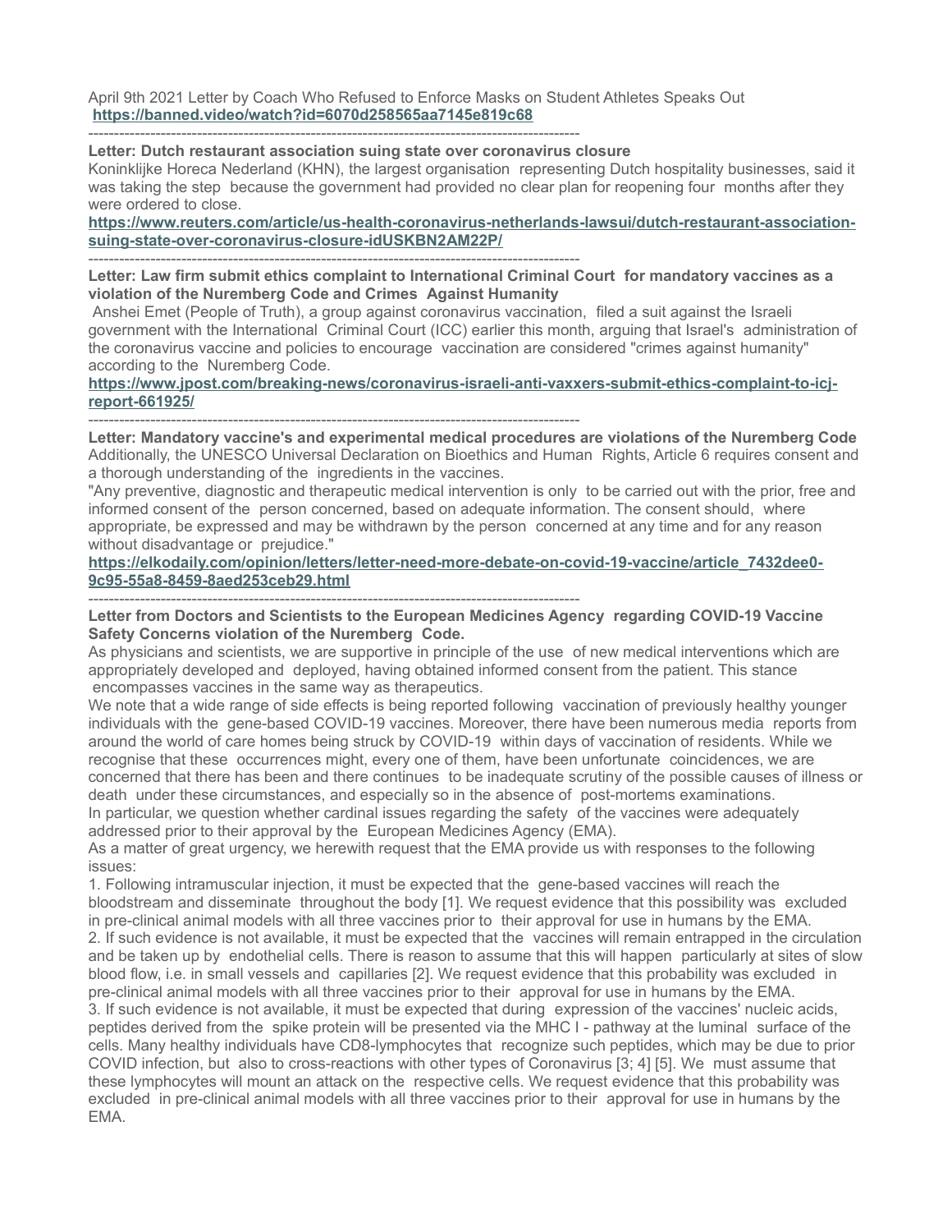April 9th 2021 Letter by Coach Who Refused to Enforce Masks on Student Athletes Speaks Out
**https://banned.video/watch?id=6070d258565aa7145e819c68**

----------------------------------------------------------------------------------------------

**Letter: Dutch restaurant association suing state over coronavirus closure**

Koninklijke Horeca Nederland (KHN), the largest organisation representing Dutch hospitality businesses, said it was taking the step because the government had provided no clear plan for reopening four months after they were ordered to close.

**https://www.reuters.com/article/us-health-coronavirus-netherlands-lawsui/dutch-restaurant-association-suing-state-over-coronavirus-closure-idUSKBN2AM22P/**

----------------------------------------------------------------------------------------------

**Letter: Law firm submit ethics complaint to International Criminal Court for mandatory vaccines as a violation of the Nuremberg Code and Crimes Against Humanity**

Anshei Emet (People of Truth), a group against coronavirus vaccination, filed a suit against the Israeli government with the International Criminal Court (ICC) earlier this month, arguing that Israel's administration of the coronavirus vaccine and policies to encourage vaccination are considered "crimes against humanity" according to the Nuremberg Code.

**https://www.jpost.com/breaking-news/coronavirus-israeli-anti-vaxxers-submit-ethics-complaint-to-icj-report-661925/**

----------------------------------------------------------------------------------------------

**Letter: Mandatory vaccine's and experimental medical procedures are violations of the Nuremberg Code**

Additionally, the UNESCO Universal Declaration on Bioethics and Human Rights, Article 6 requires consent and a thorough understanding of the ingredients in the vaccines.

"Any preventive, diagnostic and therapeutic medical intervention is only to be carried out with the prior, free and informed consent of the person concerned, based on adequate information. The consent should, where appropriate, be expressed and may be withdrawn by the person concerned at any time and for any reason without disadvantage or prejudice."

**https://elkodaily.com/opinion/letters/letter-need-more-debate-on-covid-19-vaccine/article_7432dee0-9c95-55a8-8459-8aed253ceb29.html**

----------------------------------------------------------------------------------------------

**Letter from Doctors and Scientists to the European Medicines Agency regarding COVID-19 Vaccine Safety Concerns violation of the Nuremberg Code.**

As physicians and scientists, we are supportive in principle of the use of new medical interventions which are appropriately developed and deployed, having obtained informed consent from the patient. This stance encompasses vaccines in the same way as therapeutics.

We note that a wide range of side effects is being reported following vaccination of previously healthy younger individuals with the gene-based COVID-19 vaccines. Moreover, there have been numerous media reports from around the world of care homes being struck by COVID-19 within days of vaccination of residents. While we recognise that these occurrences might, every one of them, have been unfortunate coincidences, we are concerned that there has been and there continues to be inadequate scrutiny of the possible causes of illness or death under these circumstances, and especially so in the absence of post-mortems examinations.

In particular, we question whether cardinal issues regarding the safety of the vaccines were adequately addressed prior to their approval by the European Medicines Agency (EMA).

As a matter of great urgency, we herewith request that the EMA provide us with responses to the following issues:

1. Following intramuscular injection, it must be expected that the gene-based vaccines will reach the bloodstream and disseminate throughout the body [1]. We request evidence that this possibility was excluded in pre-clinical animal models with all three vaccines prior to their approval for use in humans by the EMA.
2. If such evidence is not available, it must be expected that the vaccines will remain entrapped in the circulation and be taken up by endothelial cells. There is reason to assume that this will happen particularly at sites of slow blood flow, i.e. in small vessels and capillaries [2]. We request evidence that this probability was excluded in pre-clinical animal models with all three vaccines prior to their approval for use in humans by the EMA.
3. If such evidence is not available, it must be expected that during expression of the vaccines' nucleic acids, peptides derived from the spike protein will be presented via the MHC I - pathway at the luminal surface of the cells. Many healthy individuals have CD8-lymphocytes that recognize such peptides, which may be due to prior COVID infection, but also to cross-reactions with other types of Coronavirus [3; 4] [5]. We must assume that these lymphocytes will mount an attack on the respective cells. We request evidence that this probability was excluded in pre-clinical animal models with all three vaccines prior to their approval for use in humans by the EMA.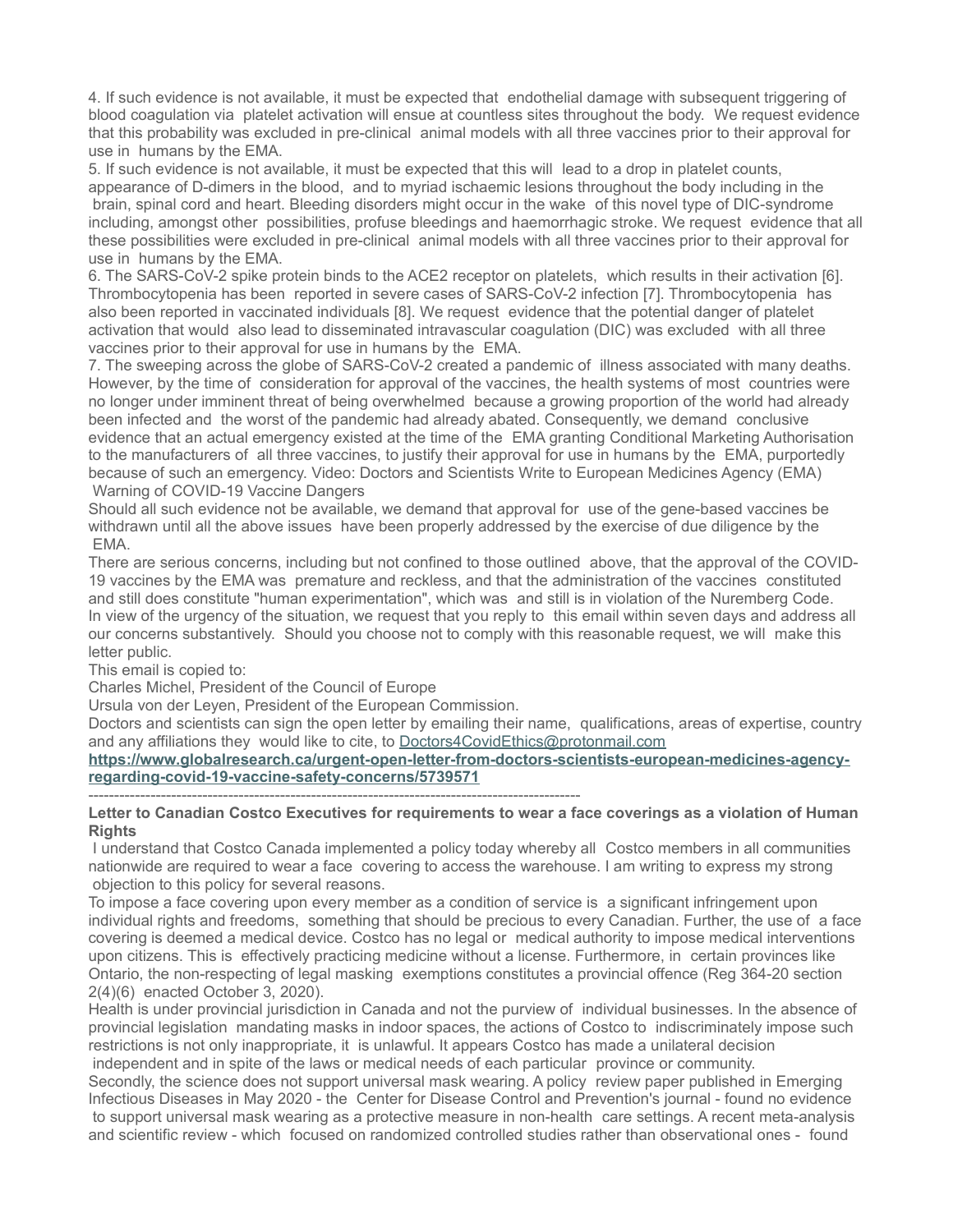4. If such evidence is not available, it must be expected that endothelial damage with subsequent triggering of blood coagulation via platelet activation will ensue at countless sites throughout the body. We request evidence that this probability was excluded in pre-clinical animal models with all three vaccines prior to their approval for use in humans by the EMA.

5. If such evidence is not available, it must be expected that this will lead to a drop in platelet counts, appearance of D-dimers in the blood, and to myriad ischaemic lesions throughout the body including in the brain, spinal cord and heart. Bleeding disorders might occur in the wake of this novel type of DIC-syndrome including, amongst other possibilities, profuse bleedings and haemorrhagic stroke. We request evidence that all these possibilities were excluded in pre-clinical animal models with all three vaccines prior to their approval for use in humans by the EMA.

6. The SARS-CoV-2 spike protein binds to the ACE2 receptor on platelets, which results in their activation [6]. Thrombocytopenia has been reported in severe cases of SARS-CoV-2 infection [7]. Thrombocytopenia has also been reported in vaccinated individuals [8]. We request evidence that the potential danger of platelet activation that would also lead to disseminated intravascular coagulation (DIC) was excluded with all three vaccines prior to their approval for use in humans by the EMA.

7. The sweeping across the globe of SARS-CoV-2 created a pandemic of illness associated with many deaths. However, by the time of consideration for approval of the vaccines, the health systems of most countries were no longer under imminent threat of being overwhelmed because a growing proportion of the world had already been infected and the worst of the pandemic had already abated. Consequently, we demand conclusive evidence that an actual emergency existed at the time of the EMA granting Conditional Marketing Authorisation to the manufacturers of all three vaccines, to justify their approval for use in humans by the EMA, purportedly because of such an emergency. Video: Doctors and Scientists Write to European Medicines Agency (EMA) Warning of COVID-19 Vaccine Dangers

Should all such evidence not be available, we demand that approval for use of the gene-based vaccines be withdrawn until all the above issues have been properly addressed by the exercise of due diligence by the EMA.

There are serious concerns, including but not confined to those outlined above, that the approval of the COVID-19 vaccines by the EMA was premature and reckless, and that the administration of the vaccines constituted and still does constitute "human experimentation", which was and still is in violation of the Nuremberg Code.

In view of the urgency of the situation, we request that you reply to this email within seven days and address all our concerns substantively. Should you choose not to comply with this reasonable request, we will make this letter public.

This email is copied to:

Charles Michel, President of the Council of Europe

Ursula von der Leyen, President of the European Commission.

Doctors and scientists can sign the open letter by emailing their name, qualifications, areas of expertise, country and any affiliations they would like to cite, to Doctors4CovidEthics@protonmail.com

**https://www.globalresearch.ca/urgent-open-letter-from-doctors-scientists-european-medicines-agency-regarding-covid-19-vaccine-safety-concerns/5739571**

---

**Letter to Canadian Costco Executives for requirements to wear a face coverings as a violation of Human Rights**

I understand that Costco Canada implemented a policy today whereby all Costco members in all communities nationwide are required to wear a face covering to access the warehouse. I am writing to express my strong objection to this policy for several reasons.

To impose a face covering upon every member as a condition of service is a significant infringement upon individual rights and freedoms, something that should be precious to every Canadian. Further, the use of a face covering is deemed a medical device. Costco has no legal or medical authority to impose medical interventions upon citizens. This is effectively practicing medicine without a license. Furthermore, in certain provinces like Ontario, the non-respecting of legal masking exemptions constitutes a provincial offence (Reg 364-20 section 2(4)(6) enacted October 3, 2020).

Health is under provincial jurisdiction in Canada and not the purview of individual businesses. In the absence of provincial legislation mandating masks in indoor spaces, the actions of Costco to indiscriminately impose such restrictions is not only inappropriate, it is unlawful. It appears Costco has made a unilateral decision independent and in spite of the laws or medical needs of each particular province or community.

Secondly, the science does not support universal mask wearing. A policy review paper published in Emerging Infectious Diseases in May 2020 - the Center for Disease Control and Prevention's journal - found no evidence to support universal mask wearing as a protective measure in non-health care settings. A recent meta-analysis and scientific review - which focused on randomized controlled studies rather than observational ones - found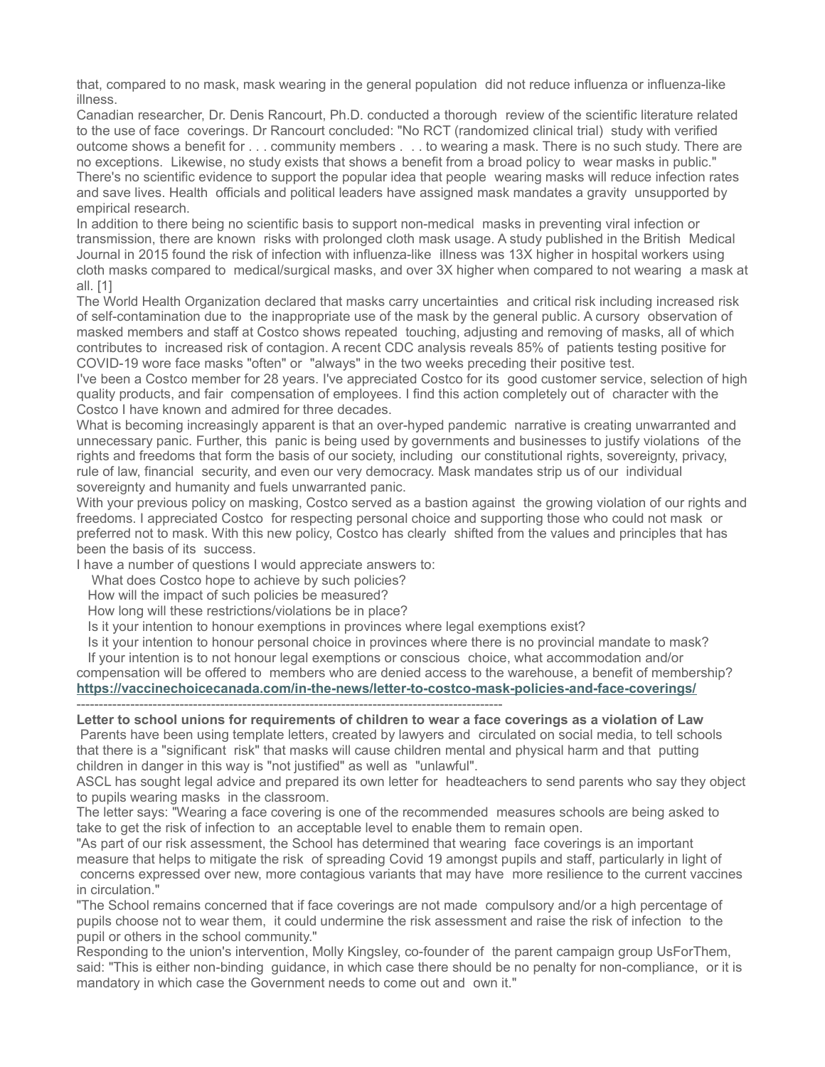that, compared to no mask, mask wearing in the general population did not reduce influenza or influenza-like illness.

Canadian researcher, Dr. Denis Rancourt, Ph.D. conducted a thorough review of the scientific literature related to the use of face coverings. Dr Rancourt concluded: "No RCT (randomized clinical trial) study with verified outcome shows a benefit for . . . community members . . . to wearing a mask. There is no such study. There are no exceptions. Likewise, no study exists that shows a benefit from a broad policy to wear masks in public."

There's no scientific evidence to support the popular idea that people wearing masks will reduce infection rates and save lives. Health officials and political leaders have assigned mask mandates a gravity unsupported by empirical research.

In addition to there being no scientific basis to support non-medical masks in preventing viral infection or transmission, there are known risks with prolonged cloth mask usage. A study published in the British Medical Journal in 2015 found the risk of infection with influenza-like illness was 13X higher in hospital workers using cloth masks compared to medical/surgical masks, and over 3X higher when compared to not wearing a mask at all. [1]

The World Health Organization declared that masks carry uncertainties and critical risk including increased risk of self-contamination due to the inappropriate use of the mask by the general public. A cursory observation of masked members and staff at Costco shows repeated touching, adjusting and removing of masks, all of which contributes to increased risk of contagion. A recent CDC analysis reveals 85% of patients testing positive for COVID-19 wore face masks "often" or "always" in the two weeks preceding their positive test.

I've been a Costco member for 28 years. I've appreciated Costco for its good customer service, selection of high quality products, and fair compensation of employees. I find this action completely out of character with the Costco I have known and admired for three decades.

What is becoming increasingly apparent is that an over-hyped pandemic narrative is creating unwarranted and unnecessary panic. Further, this panic is being used by governments and businesses to justify violations of the rights and freedoms that form the basis of our society, including our constitutional rights, sovereignty, privacy, rule of law, financial security, and even our very democracy. Mask mandates strip us of our individual sovereignty and humanity and fuels unwarranted panic.

With your previous policy on masking, Costco served as a bastion against the growing violation of our rights and freedoms. I appreciated Costco for respecting personal choice and supporting those who could not mask or preferred not to mask. With this new policy, Costco has clearly shifted from the values and principles that has been the basis of its success.

I have a number of questions I would appreciate answers to:

What does Costco hope to achieve by such policies?

How will the impact of such policies be measured?

How long will these restrictions/violations be in place?

Is it your intention to honour exemptions in provinces where legal exemptions exist?

Is it your intention to honour personal choice in provinces where there is no provincial mandate to mask?

If your intention is to not honour legal exemptions or conscious choice, what accommodation and/or compensation will be offered to members who are denied access to the warehouse, a benefit of membership?

**https://vaccinechoicecanada.com/in-the-news/letter-to-costco-mask-policies-and-face-coverings/**

---

**Letter to school unions for requirements of children to wear a face coverings as a violation of Law**

Parents have been using template letters, created by lawyers and circulated on social media, to tell schools that there is a "significant risk" that masks will cause children mental and physical harm and that putting children in danger in this way is "not justified" as well as "unlawful".

ASCL has sought legal advice and prepared its own letter for headteachers to send parents who say they object to pupils wearing masks in the classroom.

The letter says: "Wearing a face covering is one of the recommended measures schools are being asked to take to get the risk of infection to an acceptable level to enable them to remain open.

"As part of our risk assessment, the School has determined that wearing face coverings is an important measure that helps to mitigate the risk of spreading Covid 19 amongst pupils and staff, particularly in light of concerns expressed over new, more contagious variants that may have more resilience to the current vaccines in circulation."

"The School remains concerned that if face coverings are not made compulsory and/or a high percentage of pupils choose not to wear them, it could undermine the risk assessment and raise the risk of infection to the pupil or others in the school community."

Responding to the union's intervention, Molly Kingsley, co-founder of the parent campaign group UsForThem, said: "This is either non-binding guidance, in which case there should be no penalty for non-compliance, or it is mandatory in which case the Government needs to come out and own it."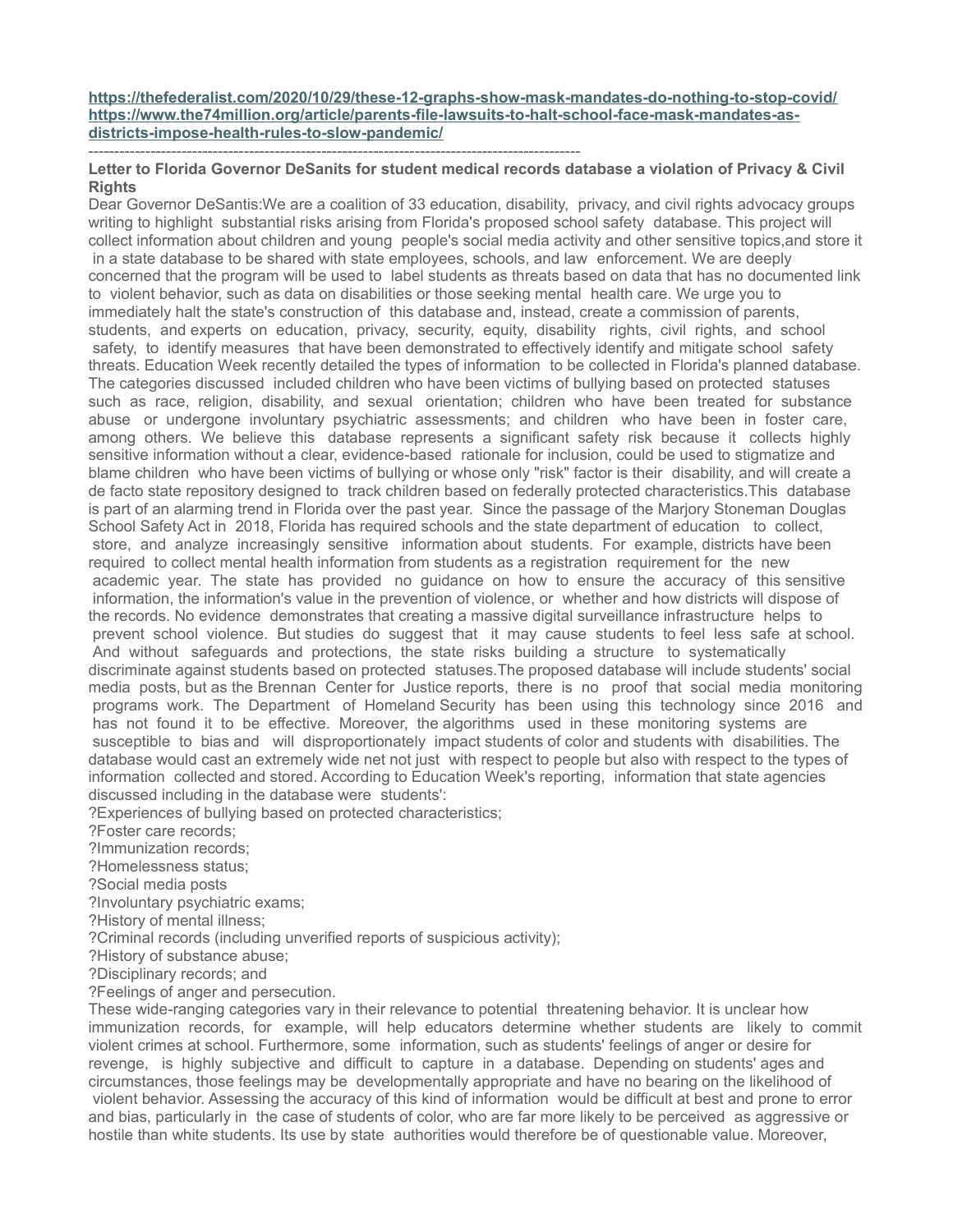https://thefederalist.com/2020/10/29/these-12-graphs-show-mask-mandates-do-nothing-to-stop-covid/
https://www.the74million.org/article/parents-file-lawsuits-to-halt-school-face-mask-mandates-as-districts-impose-health-rules-to-slow-pandemic/

---

**Letter to Florida Governor DeSanits for student medical records database a violation of Privacy & Civil Rights**

Dear Governor DeSantis:We are a coalition of 33 education, disability, privacy, and civil rights advocacy groups writing to highlight substantial risks arising from Florida's proposed school safety database. This project will collect information about children and young people's social media activity and other sensitive topics,and store it in a state database to be shared with state employees, schools, and law enforcement. We are deeply concerned that the program will be used to label students as threats based on data that has no documented link to violent behavior, such as data on disabilities or those seeking mental health care. We urge you to immediately halt the state's construction of this database and, instead, create a commission of parents, students, and experts on education, privacy, security, equity, disability rights, civil rights, and school safety, to identify measures that have been demonstrated to effectively identify and mitigate school safety threats. Education Week recently detailed the types of information to be collected in Florida's planned database. The categories discussed included children who have been victims of bullying based on protected statuses such as race, religion, disability, and sexual orientation; children who have been treated for substance abuse or undergone involuntary psychiatric assessments; and children who have been in foster care, among others. We believe this database represents a significant safety risk because it collects highly sensitive information without a clear, evidence-based rationale for inclusion, could be used to stigmatize and blame children who have been victims of bullying or whose only "risk" factor is their disability, and will create a de facto state repository designed to track children based on federally protected characteristics.This database is part of an alarming trend in Florida over the past year. Since the passage of the Marjory Stoneman Douglas School Safety Act in 2018, Florida has required schools and the state department of education to collect, store, and analyze increasingly sensitive information about students. For example, districts have been required to collect mental health information from students as a registration requirement for the new academic year. The state has provided no guidance on how to ensure the accuracy of this sensitive information, the information's value in the prevention of violence, or whether and how districts will dispose of the records. No evidence demonstrates that creating a massive digital surveillance infrastructure helps to prevent school violence. But studies do suggest that it may cause students to feel less safe at school. And without safeguards and protections, the state risks building a structure to systematically discriminate against students based on protected statuses.The proposed database will include students' social media posts, but as the Brennan Center for Justice reports, there is no proof that social media monitoring programs work. The Department of Homeland Security has been using this technology since 2016 and has not found it to be effective. Moreover, the algorithms used in these monitoring systems are susceptible to bias and will disproportionately impact students of color and students with disabilities. The database would cast an extremely wide net not just with respect to people but also with respect to the types of information collected and stored. According to Education Week's reporting, information that state agencies discussed including in the database were students':

?Experiences of bullying based on protected characteristics;
?Foster care records;
?Immunization records;
?Homelessness status;
?Social media posts
?Involuntary psychiatric exams;
?History of mental illness;
?Criminal records (including unverified reports of suspicious activity);
?History of substance abuse;
?Disciplinary records; and
?Feelings of anger and persecution.

These wide-ranging categories vary in their relevance to potential threatening behavior. It is unclear how immunization records, for example, will help educators determine whether students are likely to commit violent crimes at school. Furthermore, some information, such as students' feelings of anger or desire for revenge, is highly subjective and difficult to capture in a database. Depending on students' ages and circumstances, those feelings may be developmentally appropriate and have no bearing on the likelihood of violent behavior. Assessing the accuracy of this kind of information would be difficult at best and prone to error and bias, particularly in the case of students of color, who are far more likely to be perceived as aggressive or hostile than white students. Its use by state authorities would therefore be of questionable value. Moreover,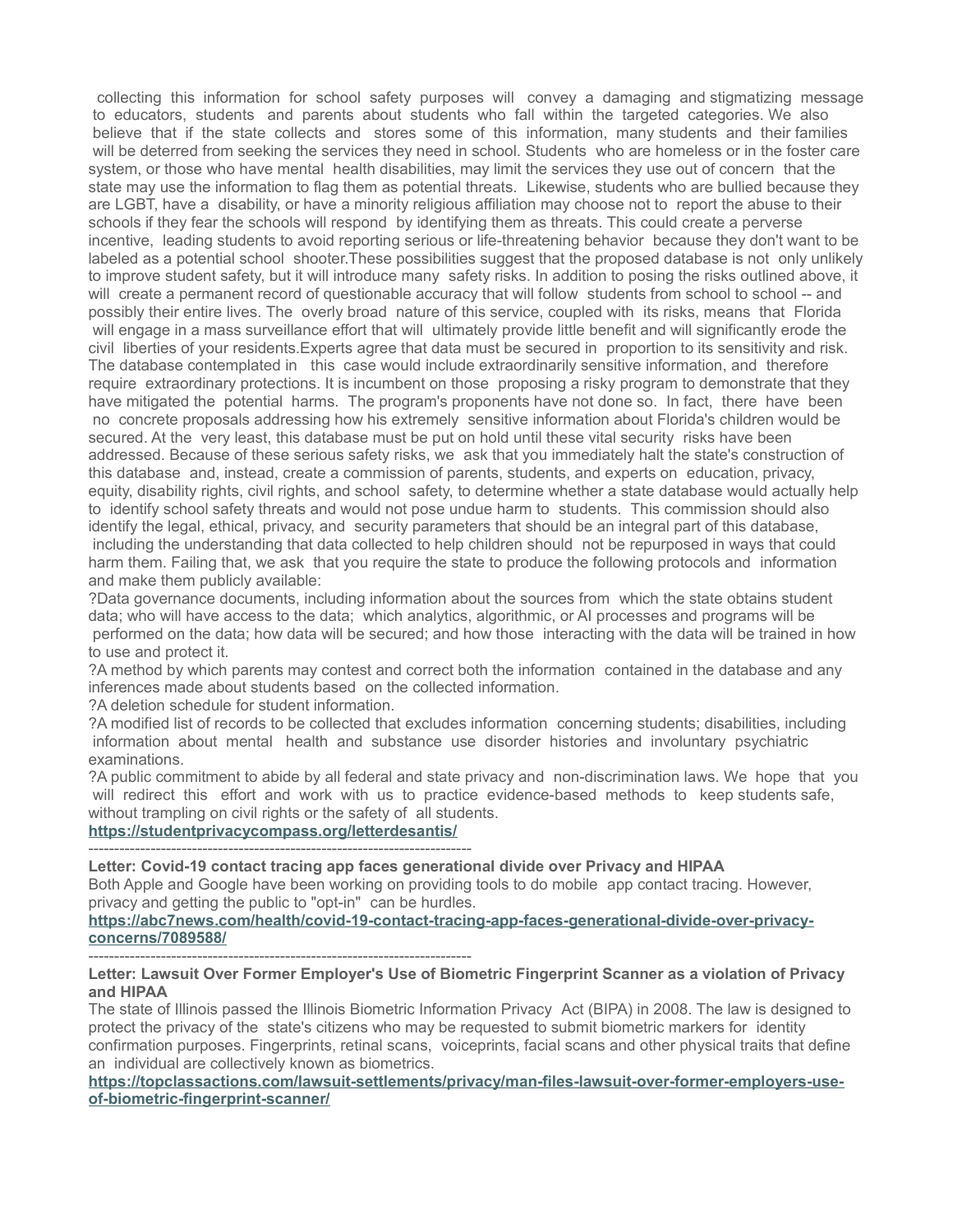collecting this information for school safety purposes will convey a damaging and stigmatizing message to educators, students and parents about students who fall within the targeted categories. We also believe that if the state collects and stores some of this information, many students and their families will be deterred from seeking the services they need in school. Students who are homeless or in the foster care system, or those who have mental health disabilities, may limit the services they use out of concern that the state may use the information to flag them as potential threats. Likewise, students who are bullied because they are LGBT, have a disability, or have a minority religious affiliation may choose not to report the abuse to their schools if they fear the schools will respond by identifying them as threats. This could create a perverse incentive, leading students to avoid reporting serious or life-threatening behavior because they don't want to be labeled as a potential school shooter.These possibilities suggest that the proposed database is not only unlikely to improve student safety, but it will introduce many safety risks. In addition to posing the risks outlined above, it will create a permanent record of questionable accuracy that will follow students from school to school -- and possibly their entire lives. The overly broad nature of this service, coupled with its risks, means that Florida will engage in a mass surveillance effort that will ultimately provide little benefit and will significantly erode the civil liberties of your residents.Experts agree that data must be secured in proportion to its sensitivity and risk. The database contemplated in this case would include extraordinarily sensitive information, and therefore require extraordinary protections. It is incumbent on those proposing a risky program to demonstrate that they have mitigated the potential harms. The program's proponents have not done so. In fact, there have been no concrete proposals addressing how his extremely sensitive information about Florida's children would be secured. At the very least, this database must be put on hold until these vital security risks have been addressed. Because of these serious safety risks, we ask that you immediately halt the state's construction of this database and, instead, create a commission of parents, students, and experts on education, privacy, equity, disability rights, civil rights, and school safety, to determine whether a state database would actually help to identify school safety threats and would not pose undue harm to students. This commission should also identify the legal, ethical, privacy, and security parameters that should be an integral part of this database, including the understanding that data collected to help children should not be repurposed in ways that could harm them. Failing that, we ask that you require the state to produce the following protocols and information and make them publicly available:

?Data governance documents, including information about the sources from which the state obtains student data; who will have access to the data; which analytics, algorithmic, or AI processes and programs will be performed on the data; how data will be secured; and how those interacting with the data will be trained in how to use and protect it.

?A method by which parents may contest and correct both the information contained in the database and any inferences made about students based on the collected information.

?A deletion schedule for student information.

?A modified list of records to be collected that excludes information concerning students; disabilities, including information about mental health and substance use disorder histories and involuntary psychiatric examinations.

?A public commitment to abide by all federal and state privacy and non-discrimination laws. We hope that you will redirect this effort and work with us to practice evidence-based methods to keep students safe, without trampling on civil rights or the safety of all students.

**https://studentprivacycompass.org/letterdesantis/**

---

**Letter: Covid-19 contact tracing app faces generational divide over Privacy and HIPAA**

Both Apple and Google have been working on providing tools to do mobile app contact tracing. However, privacy and getting the public to "opt-in" can be hurdles.

**https://abc7news.com/health/covid-19-contact-tracing-app-faces-generational-divide-over-privacy-concerns/7089588/**

---

**Letter: Lawsuit Over Former Employer's Use of Biometric Fingerprint Scanner as a violation of Privacy and HIPAA**

The state of Illinois passed the Illinois Biometric Information Privacy Act (BIPA) in 2008. The law is designed to protect the privacy of the state's citizens who may be requested to submit biometric markers for identity confirmation purposes. Fingerprints, retinal scans, voiceprints, facial scans and other physical traits that define an individual are collectively known as biometrics.

**https://topclassactions.com/lawsuit-settlements/privacy/man-files-lawsuit-over-former-employers-use-of-biometric-fingerprint-scanner/**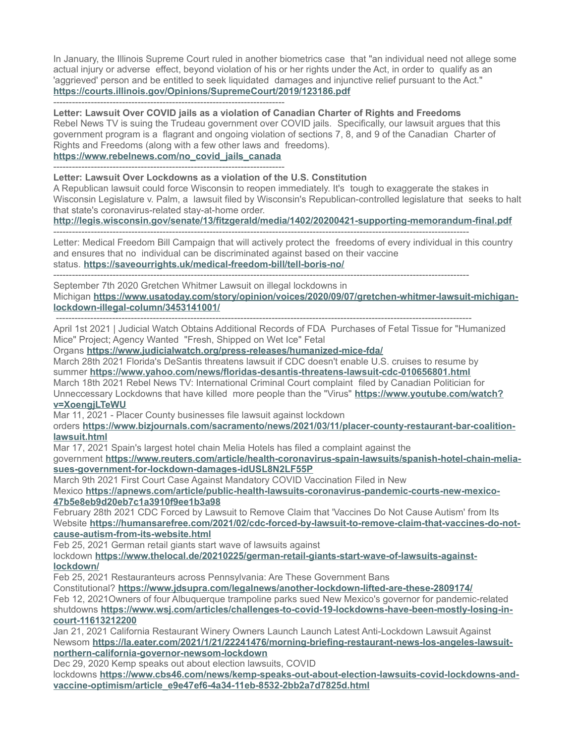In January, the Illinois Supreme Court ruled in another biometrics case that "an individual need not allege some actual injury or adverse effect, beyond violation of his or her rights under the Act, in order to qualify as an 'aggrieved' person and be entitled to seek liquidated damages and injunctive relief pursuant to the Act."
**https://courts.illinois.gov/Opinions/SupremeCourt/2019/123186.pdf**

---

**Letter: Lawsuit Over COVID jails as a violation of Canadian Charter of Rights and Freedoms**
Rebel News TV is suing the Trudeau government over COVID jails. Specifically, our lawsuit argues that this government program is a flagrant and ongoing violation of sections 7, 8, and 9 of the Canadian Charter of Rights and Freedoms (along with a few other laws and freedoms).
**https://www.rebelnews.com/no_covid_jails_canada**

---

**Letter: Lawsuit Over Lockdowns as a violation of the U.S. Constitution**
A Republican lawsuit could force Wisconsin to reopen immediately. It's tough to exaggerate the stakes in Wisconsin Legislature v. Palm, a lawsuit filed by Wisconsin's Republican-controlled legislature that seeks to halt that state's coronavirus-related stay-at-home order.
**http://legis.wisconsin.gov/senate/13/fitzgerald/media/1402/20200421-supporting-memorandum-final.pdf**

---

Letter: Medical Freedom Bill Campaign that will actively protect the freedoms of every individual in this country and ensures that no individual can be discriminated against based on their vaccine status. **https://saveourrights.uk/medical-freedom-bill/tell-boris-no/**

---

September 7th 2020 Gretchen Whitmer Lawsuit on illegal lockdowns in Michigan **https://www.usatoday.com/story/opinion/voices/2020/09/07/gretchen-whitmer-lawsuit-michigan-lockdown-illegal-column/3453141001/**

---

April 1st 2021 | Judicial Watch Obtains Additional Records of FDA Purchases of Fetal Tissue for "Humanized Mice" Project; Agency Wanted "Fresh, Shipped on Wet Ice" Fetal Organs **https://www.judicialwatch.org/press-releases/humanized-mice-fda/**
March 28th 2021 Florida's DeSantis threatens lawsuit if CDC doesn't enable U.S. cruises to resume by summer **https://www.yahoo.com/news/floridas-desantis-threatens-lawsuit-cdc-010656801.html**
March 18th 2021 Rebel News TV: International Criminal Court complaint filed by Canadian Politician for Unneccessary Lockdowns that have killed more people than the "Virus" **https://www.youtube.com/watch?v=XoengjLTeWU**
Mar 11, 2021 - Placer County businesses file lawsuit against lockdown orders **https://www.bizjournals.com/sacramento/news/2021/03/11/placer-county-restaurant-bar-coalition-lawsuit.html**
Mar 17, 2021 Spain's largest hotel chain Melia Hotels has filed a complaint against the government **https://www.reuters.com/article/health-coronavirus-spain-lawsuits/spanish-hotel-chain-melia-sues-government-for-lockdown-damages-idUSL8N2LF55P**
March 9th 2021 First Court Case Against Mandatory COVID Vaccination Filed in New Mexico **https://apnews.com/article/public-health-lawsuits-coronavirus-pandemic-courts-new-mexico-47b5e8eb9d20eb7c1a3910f9ee1b3a98**
February 28th 2021 CDC Forced by Lawsuit to Remove Claim that 'Vaccines Do Not Cause Autism' from Its Website **https://humansarefree.com/2021/02/cdc-forced-by-lawsuit-to-remove-claim-that-vaccines-do-not-cause-autism-from-its-website.html**
Feb 25, 2021 German retail giants start wave of lawsuits against lockdown **https://www.thelocal.de/20210225/german-retail-giants-start-wave-of-lawsuits-against-lockdown/**
Feb 25, 2021 Restauranteurs across Pennsylvania: Are These Government Bans Constitutional? **https://www.jdsupra.com/legalnews/another-lockdown-lifted-are-these-2809174/**
Feb 12, 2021Owners of four Albuquerque trampoline parks sued New Mexico's governor for pandemic-related shutdowns **https://www.wsj.com/articles/challenges-to-covid-19-lockdowns-have-been-mostly-losing-in-court-11613212200**
Jan 21, 2021 California Restaurant Winery Owners Launch Launch Latest Anti-Lockdown Lawsuit Against Newsom **https://la.eater.com/2021/1/21/22241476/morning-briefing-restaurant-news-los-angeles-lawsuit-northern-california-governor-newsom-lockdown**
Dec 29, 2020 Kemp speaks out about election lawsuits, COVID lockdowns **https://www.cbs46.com/news/kemp-speaks-out-about-election-lawsuits-covid-lockdowns-and-vaccine-optimism/article_e9e47ef6-4a34-11eb-8532-2bb2a7d7825d.html**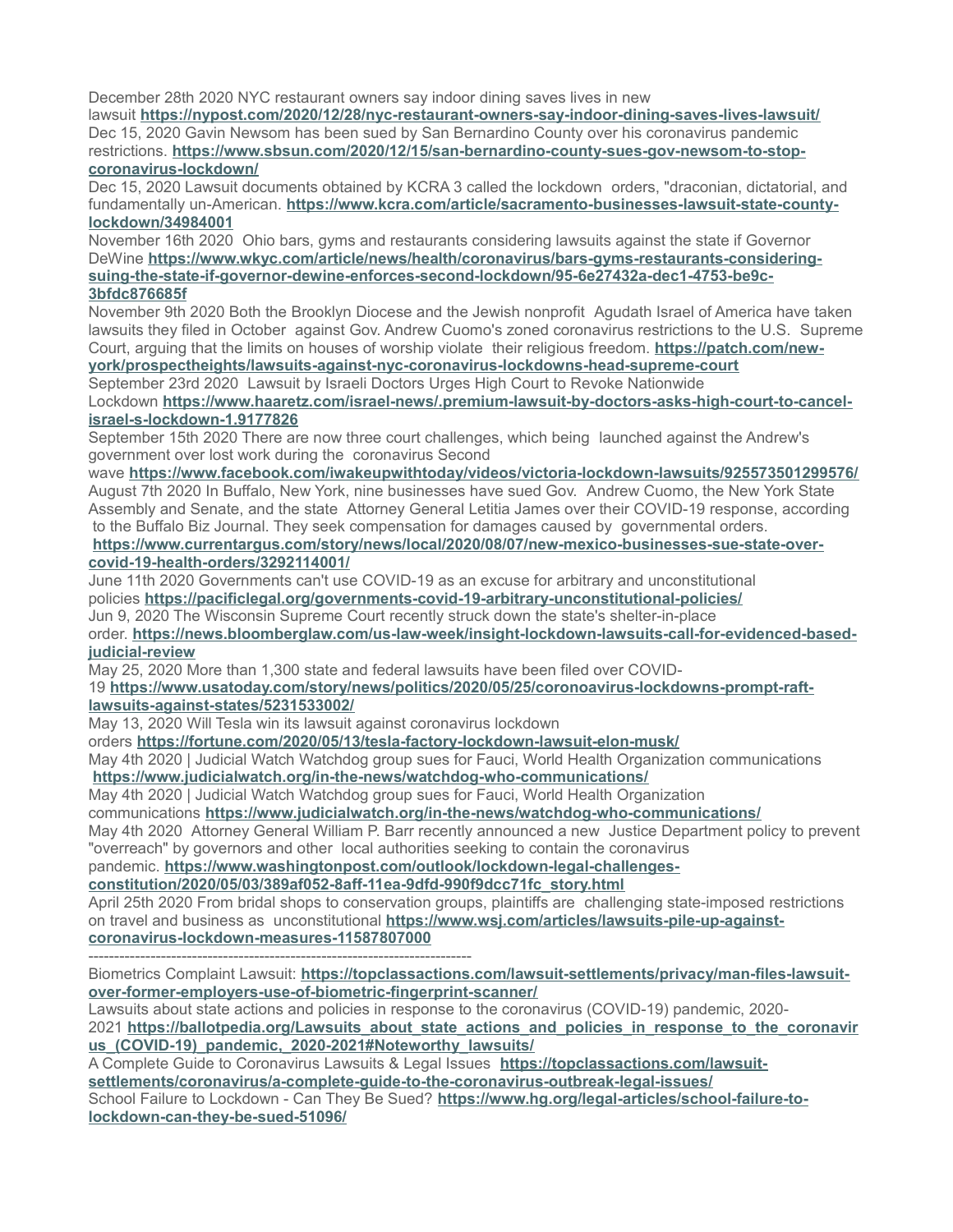December 28th 2020 NYC restaurant owners say indoor dining saves lives in new lawsuit **https://nypost.com/2020/12/28/nyc-restaurant-owners-say-indoor-dining-saves-lives-lawsuit/**

Dec 15, 2020 Gavin Newsom has been sued by San Bernardino County over his coronavirus pandemic restrictions. **https://www.sbsun.com/2020/12/15/san-bernardino-county-sues-gov-newsom-to-stop-coronavirus-lockdown/**

Dec 15, 2020 Lawsuit documents obtained by KCRA 3 called the lockdown orders, "draconian, dictatorial, and fundamentally un-American. **https://www.kcra.com/article/sacramento-businesses-lawsuit-state-county-lockdown/34984001**

November 16th 2020 Ohio bars, gyms and restaurants considering lawsuits against the state if Governor DeWine **https://www.wkyc.com/article/news/health/coronavirus/bars-gyms-restaurants-considering-suing-the-state-if-governor-dewine-enforces-second-lockdown/95-6e27432a-dec1-4753-be9c-3bfdc876685f**

November 9th 2020 Both the Brooklyn Diocese and the Jewish nonprofit Agudath Israel of America have taken lawsuits they filed in October against Gov. Andrew Cuomo's zoned coronavirus restrictions to the U.S. Supreme Court, arguing that the limits on houses of worship violate their religious freedom. **https://patch.com/new-york/prospectheights/lawsuits-against-nyc-coronavirus-lockdowns-head-supreme-court**

September 23rd 2020 Lawsuit by Israeli Doctors Urges High Court to Revoke Nationwide Lockdown **https://www.haaretz.com/israel-news/.premium-lawsuit-by-doctors-asks-high-court-to-cancel-israel-s-lockdown-1.9177826**

September 15th 2020 There are now three court challenges, which being launched against the Andrew's government over lost work during the coronavirus Second wave **https://www.facebook.com/iwakeupwithtoday/videos/victoria-lockdown-lawsuits/925573501299576/**

August 7th 2020 In Buffalo, New York, nine businesses have sued Gov. Andrew Cuomo, the New York State Assembly and Senate, and the state Attorney General Letitia James over their COVID-19 response, according to the Buffalo Biz Journal. They seek compensation for damages caused by governmental orders. **https://www.currentargus.com/story/news/local/2020/08/07/new-mexico-businesses-sue-state-over-covid-19-health-orders/3292114001/**

June 11th 2020 Governments can't use COVID-19 as an excuse for arbitrary and unconstitutional policies **https://pacificlegal.org/governments-covid-19-arbitrary-unconstitutional-policies/**

Jun 9, 2020 The Wisconsin Supreme Court recently struck down the state's shelter-in-place order. **https://news.bloomberglaw.com/us-law-week/insight-lockdown-lawsuits-call-for-evidenced-based-judicial-review**

May 25, 2020 More than 1,300 state and federal lawsuits have been filed over COVID-19 **https://www.usatoday.com/story/news/politics/2020/05/25/coronoavirus-lockdowns-prompt-raft-lawsuits-against-states/5231533002/**

May 13, 2020 Will Tesla win its lawsuit against coronavirus lockdown orders **https://fortune.com/2020/05/13/tesla-factory-lockdown-lawsuit-elon-musk/**

May 4th 2020 | Judicial Watch Watchdog group sues for Fauci, World Health Organization communications **https://www.judicialwatch.org/in-the-news/watchdog-who-communications/**

May 4th 2020 | Judicial Watch Watchdog group sues for Fauci, World Health Organization communications **https://www.judicialwatch.org/in-the-news/watchdog-who-communications/**

May 4th 2020 Attorney General William P. Barr recently announced a new Justice Department policy to prevent "overreach" by governors and other local authorities seeking to contain the coronavirus pandemic. **https://www.washingtonpost.com/outlook/lockdown-legal-challenges-constitution/2020/05/03/389af052-8aff-11ea-9dfd-990f9dcc71fc_story.html**

April 25th 2020 From bridal shops to conservation groups, plaintiffs are challenging state-imposed restrictions on travel and business as unconstitutional **https://www.wsj.com/articles/lawsuits-pile-up-against-coronavirus-lockdown-measures-11587807000**

---

Biometrics Complaint Lawsuit: **https://topclassactions.com/lawsuit-settlements/privacy/man-files-lawsuit-over-former-employers-use-of-biometric-fingerprint-scanner/**

Lawsuits about state actions and policies in response to the coronavirus (COVID-19) pandemic, 2020-2021 **https://ballotpedia.org/Lawsuits_about_state_actions_and_policies_in_response_to_the_coronavirus_(COVID-19)_pandemic,_2020-2021#Noteworthy_lawsuits/**

A Complete Guide to Coronavirus Lawsuits & Legal Issues **https://topclassactions.com/lawsuit-settlements/coronavirus/a-complete-guide-to-the-coronavirus-outbreak-legal-issues/**

School Failure to Lockdown - Can They Be Sued? **https://www.hg.org/legal-articles/school-failure-to-lockdown-can-they-be-sued-51096/**